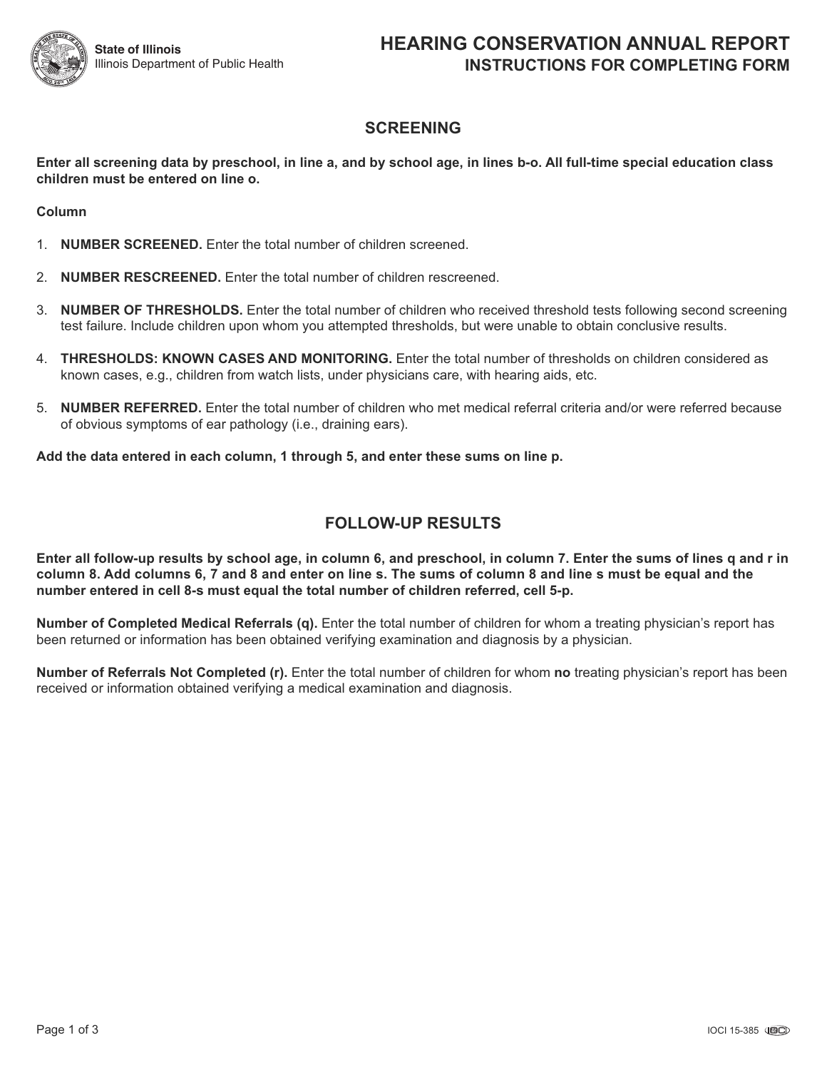State of Illinois
Illinois Department of Public Health

# HEARING CONSERVATION ANNUAL REPORT
## INSTRUCTIONS FOR COMPLETING FORM

## SCREENING

**Enter all screening data by preschool, in line a, and by school age, in lines b-o. All full-time special education class children must be entered on line o.**

**Column**

1. **NUMBER SCREENED.** Enter the total number of children screened.

2. **NUMBER RESCREENED.** Enter the total number of children rescreened.

3. **NUMBER OF THRESHOLDS.** Enter the total number of children who received threshold tests following second screening test failure. Include children upon whom you attempted thresholds, but were unable to obtain conclusive results.

4. **THRESHOLDS: KNOWN CASES AND MONITORING.** Enter the total number of thresholds on children considered as known cases, e.g., children from watch lists, under physicians care, with hearing aids, etc.

5. **NUMBER REFERRED.** Enter the total number of children who met medical referral criteria and/or were referred because of obvious symptoms of ear pathology (i.e., draining ears).

**Add the data entered in each column, 1 through 5, and enter these sums on line p.**

## FOLLOW-UP RESULTS

**Enter all follow-up results by school age, in column 6, and preschool, in column 7. Enter the sums of lines q and r in column 8. Add columns 6, 7 and 8 and enter on line s. The sums of column 8 and line s must be equal and the number entered in cell 8-s must equal the total number of children referred, cell 5-p.**

**Number of Completed Medical Referrals (q).** Enter the total number of children for whom a treating physician's report has been returned or information has been obtained verifying examination and diagnosis by a physician.

**Number of Referrals Not Completed (r).** Enter the total number of children for whom **no** treating physician's report has been received or information obtained verifying a medical examination and diagnosis.

IOCI 15-385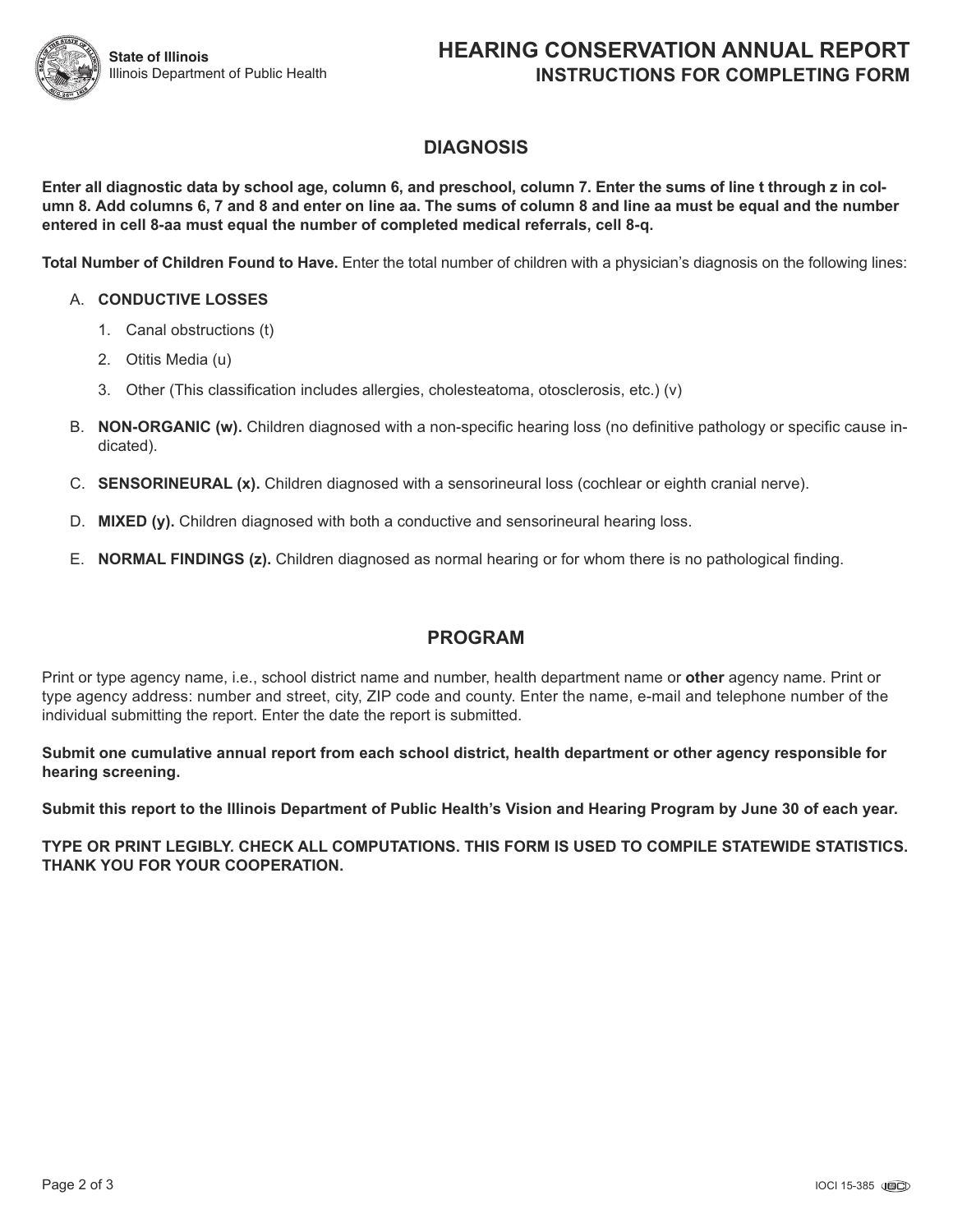State of Illinois
Illinois Department of Public Health

# HEARING CONSERVATION ANNUAL REPORT
## INSTRUCTIONS FOR COMPLETING FORM

## DIAGNOSIS

**Enter all diagnostic data by school age, column 6, and preschool, column 7. Enter the sums of line t through z in column 8. Add columns 6, 7 and 8 and enter on line aa. The sums of column 8 and line aa must be equal and the number entered in cell 8-aa must equal the number of completed medical referrals, cell 8-q.**

**Total Number of Children Found to Have.** Enter the total number of children with a physician's diagnosis on the following lines:

A. **CONDUCTIVE LOSSES**
   1. Canal obstructions (t)
   2. Otitis Media (u)
   3. Other (This classification includes allergies, cholesteatoma, otosclerosis, etc.) (v)

B. **NON-ORGANIC (w).** Children diagnosed with a non-specific hearing loss (no definitive pathology or specific cause indicated).

C. **SENSORINEURAL (x).** Children diagnosed with a sensorineural loss (cochlear or eighth cranial nerve).

D. **MIXED (y).** Children diagnosed with both a conductive and sensorineural hearing loss.

E. **NORMAL FINDINGS (z).** Children diagnosed as normal hearing or for whom there is no pathological finding.

## PROGRAM

Print or type agency name, i.e., school district name and number, health department name or **other** agency name. Print or type agency address: number and street, city, ZIP code and county. Enter the name, e-mail and telephone number of the individual submitting the report. Enter the date the report is submitted.

**Submit one cumulative annual report from each school district, health department or other agency responsible for hearing screening.**

**Submit this report to the Illinois Department of Public Health's Vision and Hearing Program by June 30 of each year.**

**TYPE OR PRINT LEGIBLY. CHECK ALL COMPUTATIONS. THIS FORM IS USED TO COMPILE STATEWIDE STATISTICS. THANK YOU FOR YOUR COOPERATION.**

IOCI 15-385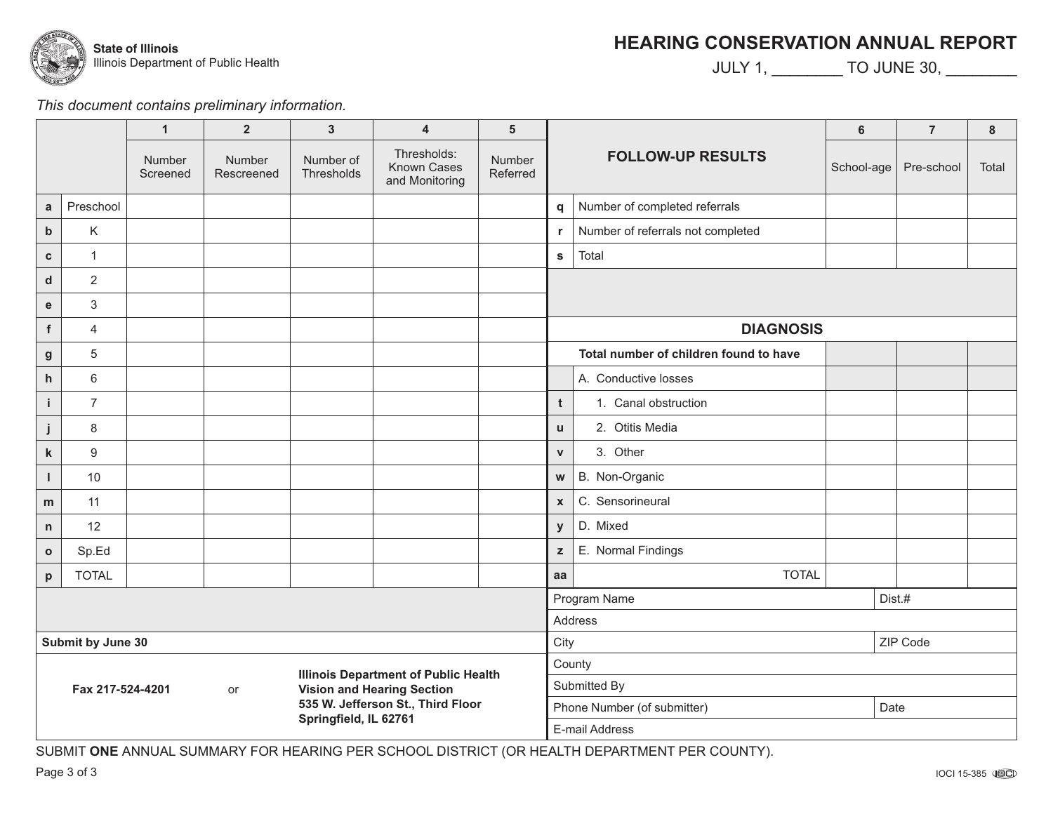State of Illinois
Illinois Department of Public Health

# HEARING CONSERVATION ANNUAL REPORT

JULY 1, ________ TO JUNE 30, ________

*This document contains preliminary information.*

| | | 1 | 2 | 3 | 4 | 5 |
|---|---|---|---|---|---|---|
| | | Number Screened | Number Rescreened | Number of Thresholds | Thresholds: Known Cases and Monitoring | Number Referred |
| a | Preschool | | | | | |
| b | K | | | | | |
| c | 1 | | | | | |
| d | 2 | | | | | |
| e | 3 | | | | | |
| f | 4 | | | | | |
| g | 5 | | | | | |
| h | 6 | | | | | |
| i | 7 | | | | | |
| j | 8 | | | | | |
| k | 9 | | | | | |
| l | 10 | | | | | |
| m | 11 | | | | | |
| n | 12 | | | | | |
| o | Sp.Ed | | | | | |
| p | TOTAL | | | | | |

| | FOLLOW-UP RESULTS | 6 School-age | 7 Pre-school | 8 Total |
|---|---|---|---|---|
| q | Number of completed referrals | | | |
| r | Number of referrals not completed | | | |
| s | Total | | | |

| | DIAGNOSIS | | | |
|---|---|---|---|---|
| | **Total number of children found to have** | | | |
| | A. Conductive losses | | | |
| t | 1. Canal obstruction | | | |
| u | 2. Otitis Media | | | |
| v | 3. Other | | | |
| w | B. Non-Organic | | | |
| x | C. Sensorineural | | | |
| y | D. Mixed | | | |
| z | E. Normal Findings | | | |
| aa | TOTAL | | | |

| | |
|---|---|
| Program Name | Dist.# |
| Address | |
| City | ZIP Code |
| County | |
| Submitted By | |
| Phone Number (of submitter) | Date |
| E-mail Address | |

**Submit by June 30**

**Fax 217-524-4201** or **Illinois Department of Public Health, Vision and Hearing Section, 535 W. Jefferson St., Third Floor, Springfield, IL 62761**

SUBMIT **ONE** ANNUAL SUMMARY FOR HEARING PER SCHOOL DISTRICT (OR HEALTH DEPARTMENT PER COUNTY).

IOCI 15-385